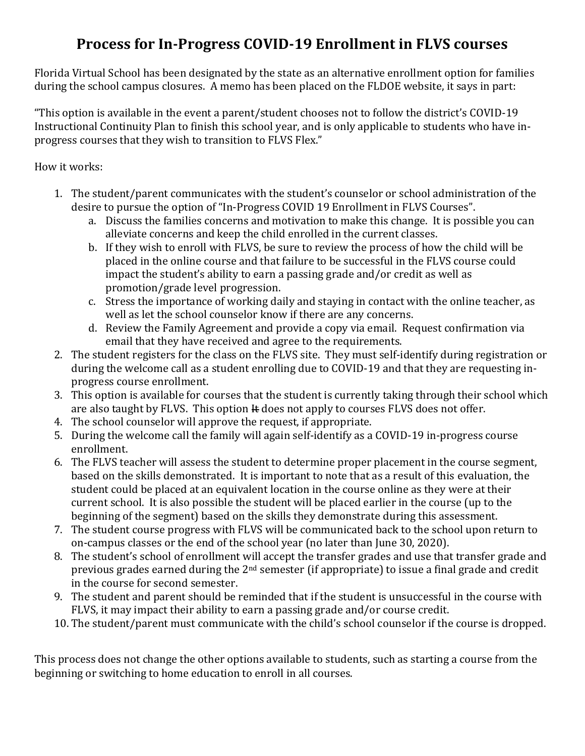# Process for In-Progress COVID-19 Enrollment in FLVS courses

Florida Virtual School has been designated by the state as an alternative enrollment option for families during the school campus closures. A memo has been placed on the FLDOE website, it says in part:

"This option is available in the event a parent/student chooses not to follow the district's COVID-19 Instructional Continuity Plan to finish this school year, and is only applicable to students who have in-progress courses that they wish to transition to FLVS Flex."

How it works:

1. The student/parent communicates with the student's counselor or school administration of the desire to pursue the option of "In-Progress COVID 19 Enrollment in FLVS Courses".
   a. Discuss the families concerns and motivation to make this change. It is possible you can alleviate concerns and keep the child enrolled in the current classes.
   b. If they wish to enroll with FLVS, be sure to review the process of how the child will be placed in the online course and that failure to be successful in the FLVS course could impact the student's ability to earn a passing grade and/or credit as well as promotion/grade level progression.
   c. Stress the importance of working daily and staying in contact with the online teacher, as well as let the school counselor know if there are any concerns.
   d. Review the Family Agreement and provide a copy via email. Request confirmation via email that they have received and agree to the requirements.
2. The student registers for the class on the FLVS site. They must self-identify during registration or during the welcome call as a student enrolling due to COVID-19 and that they are requesting in-progress course enrollment.
3. This option is available for courses that the student is currently taking through their school which are also taught by FLVS. This option ~~It~~ does not apply to courses FLVS does not offer.
4. The school counselor will approve the request, if appropriate.
5. During the welcome call the family will again self-identify as a COVID-19 in-progress course enrollment.
6. The FLVS teacher will assess the student to determine proper placement in the course segment, based on the skills demonstrated. It is important to note that as a result of this evaluation, the student could be placed at an equivalent location in the course online as they were at their current school. It is also possible the student will be placed earlier in the course (up to the beginning of the segment) based on the skills they demonstrate during this assessment.
7. The student course progress with FLVS will be communicated back to the school upon return to on-campus classes or the end of the school year (no later than June 30, 2020).
8. The student's school of enrollment will accept the transfer grades and use that transfer grade and previous grades earned during the 2nd semester (if appropriate) to issue a final grade and credit in the course for second semester.
9. The student and parent should be reminded that if the student is unsuccessful in the course with FLVS, it may impact their ability to earn a passing grade and/or course credit.
10. The student/parent must communicate with the child's school counselor if the course is dropped.

This process does not change the other options available to students, such as starting a course from the beginning or switching to home education to enroll in all courses.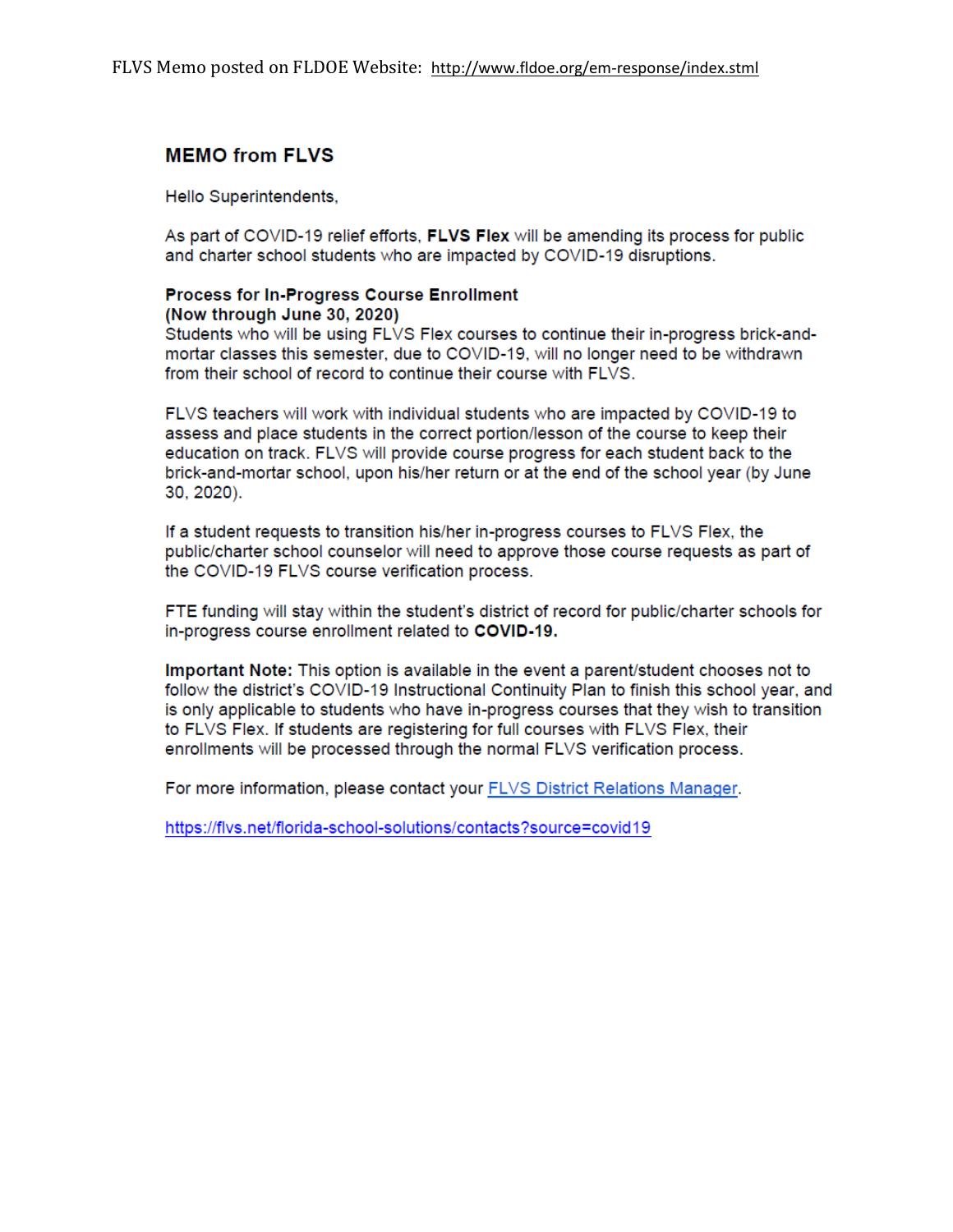FLVS Memo posted on FLDOE Website: http://www.fldoe.org/em-response/index.stml

## MEMO from FLVS

Hello Superintendents,

As part of COVID-19 relief efforts, **FLVS Flex** will be amending its process for public and charter school students who are impacted by COVID-19 disruptions.

**Process for In-Progress Course Enrollment**
**(Now through June 30, 2020)**
Students who will be using FLVS Flex courses to continue their in-progress brick-and-mortar classes this semester, due to COVID-19, will no longer need to be withdrawn from their school of record to continue their course with FLVS.

FLVS teachers will work with individual students who are impacted by COVID-19 to assess and place students in the correct portion/lesson of the course to keep their education on track. FLVS will provide course progress for each student back to the brick-and-mortar school, upon his/her return or at the end of the school year (by June 30, 2020).

If a student requests to transition his/her in-progress courses to FLVS Flex, the public/charter school counselor will need to approve those course requests as part of the COVID-19 FLVS course verification process.

FTE funding will stay within the student's district of record for public/charter schools for in-progress course enrollment related to **COVID-19.**

**Important Note:** This option is available in the event a parent/student chooses not to follow the district's COVID-19 Instructional Continuity Plan to finish this school year, and is only applicable to students who have in-progress courses that they wish to transition to FLVS Flex. If students are registering for full courses with FLVS Flex, their enrollments will be processed through the normal FLVS verification process.

For more information, please contact your [FLVS District Relations Manager](https://flvs.net/florida-school-solutions/contacts?source=covid19).

https://flvs.net/florida-school-solutions/contacts?source=covid19